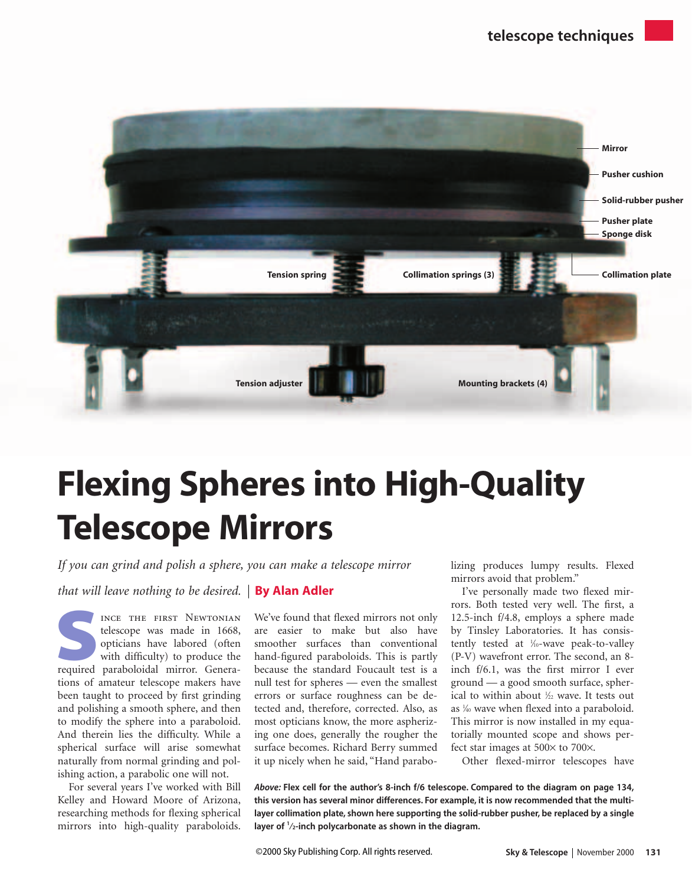# Flexing Spheres into High-Quality Telescope Mirrors

*If you can grind and polish a sphere, you can make a telescope mirror that will leave nothing to be desired.* | **By Alan Adler**

Since the first Newtonian telescope was made in 1668, opticians have labored (often with difficulty) to produce the required paraboloidal mirror. Generations of amateur telescope makers have been taught to proceed by first grinding and polishing a smooth sphere, and then to modify the sphere into a paraboloid. And therein lies the difficulty. While a spherical surface will arise somewhat naturally from normal grinding and polishing action, a parabolic one will not.

For several years I've worked with Bill Kelley and Howard Moore of Arizona, researching methods for flexing spherical mirrors into high-quality paraboloids. We've found that flexed mirrors not only are easier to make but also have smoother surfaces than conventional hand-figured paraboloids. This is partly because the standard Foucault test is a null test for spheres — even the smallest errors or surface roughness can be detected and, therefore, corrected. Also, as most opticians know, the more aspherizing one does, generally the rougher the surface becomes. Richard Berry summed it up nicely when he said, "Hand parabolizing produces lumpy results. Flexed mirrors avoid that problem."

I've personally made two flexed mirrors. Both tested very well. The first, a 12.5-inch f/4.8, employs a sphere made by Tinsley Laboratories. It has consistently tested at ¹⁄₁₀-wave peak-to-valley (P-V) wavefront error. The second, an 8-inch f/6.1, was the first mirror I ever ground — a good smooth surface, spherical to within about ¹⁄₃₂ wave. It tests out as ¹⁄₄₀ wave when flexed into a paraboloid. This mirror is now installed in my equatorially mounted scope and shows perfect star images at 500× to 700×.

Other flexed-mirror telescopes have

*Above:* **Flex cell for the author's 8-inch f/6 telescope. Compared to the diagram on page 134, this version has several minor differences. For example, it is now recommended that the multilayer collimation plate, shown here supporting the solid-rubber pusher, be replaced by a single layer of ½-inch polycarbonate as shown in the diagram.**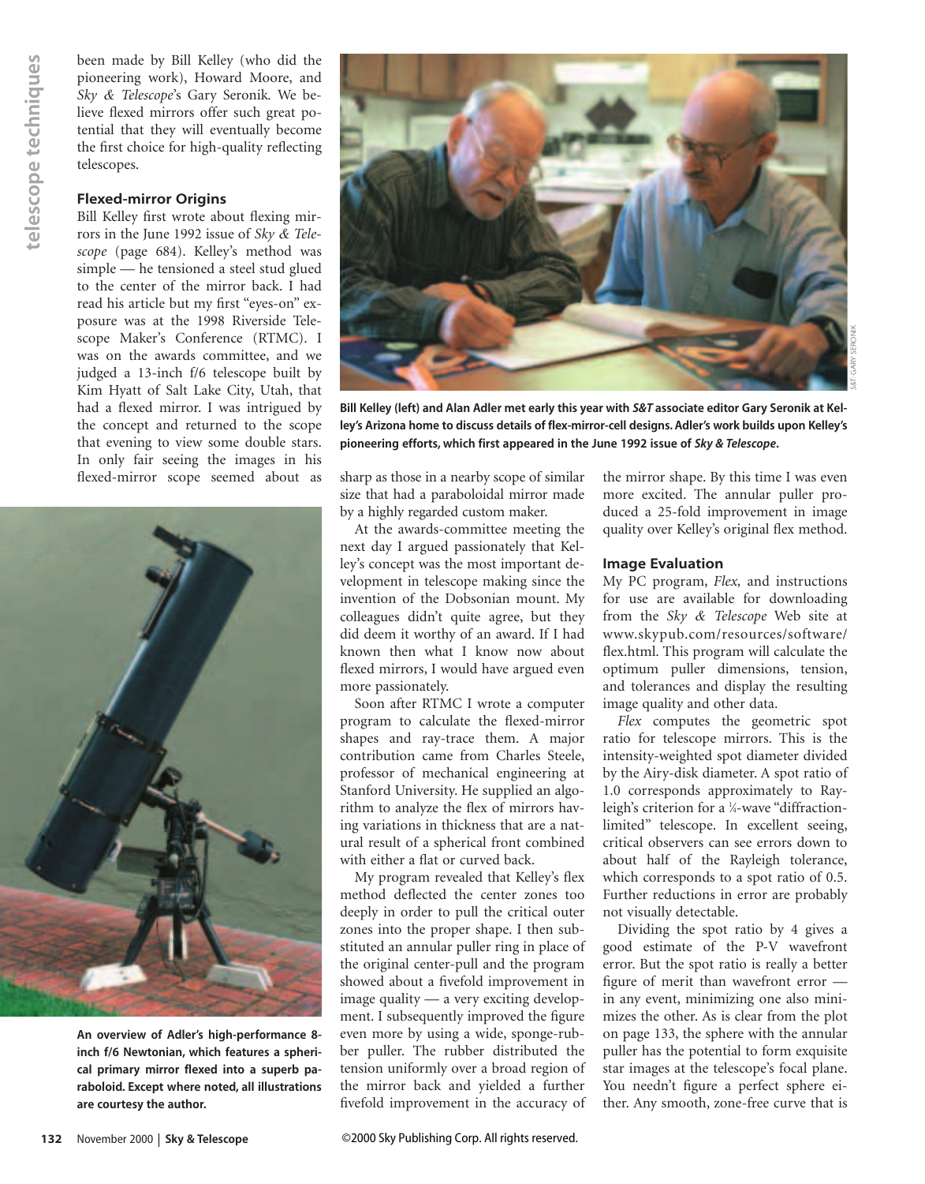been made by Bill Kelley (who did the pioneering work), Howard Moore, and *Sky & Telescope*'s Gary Seronik. We believe flexed mirrors offer such great potential that they will eventually become the first choice for high-quality reflecting telescopes.

### Flexed-mirror Origins

Bill Kelley first wrote about flexing mirrors in the June 1992 issue of *Sky & Telescope* (page 684). Kelley's method was simple — he tensioned a steel stud glued to the center of the mirror back. I had read his article but my first "eyes-on" exposure was at the 1998 Riverside Telescope Maker's Conference (RTMC). I was on the awards committee, and we judged a 13-inch f/6 telescope built by Kim Hyatt of Salt Lake City, Utah, that had a flexed mirror. I was intrigued by the concept and returned to the scope that evening to view some double stars. In only fair seeing the images in his flexed-mirror scope seemed about as sharp as those in a nearby scope of similar size that had a paraboloidal mirror made by a highly regarded custom maker.

**Bill Kelley (left) and Alan Adler met early this year with *S&T* associate editor Gary Seronik at Kelley's Arizona home to discuss details of flex-mirror-cell designs. Adler's work builds upon Kelley's pioneering efforts, which first appeared in the June 1992 issue of *Sky & Telescope*.**

S&T: GARY SERONIK

**An overview of Adler's high-performance 8-inch f/6 Newtonian, which features a spherical primary mirror flexed into a superb paraboloid. Except where noted, all illustrations are courtesy the author.**

At the awards-committee meeting the next day I argued passionately that Kelley's concept was the most important development in telescope making since the invention of the Dobsonian mount. My colleagues didn't quite agree, but they did deem it worthy of an award. If I had known then what I know now about flexed mirrors, I would have argued even more passionately.

Soon after RTMC I wrote a computer program to calculate the flexed-mirror shapes and ray-trace them. A major contribution came from Charles Steele, professor of mechanical engineering at Stanford University. He supplied an algorithm to analyze the flex of mirrors having variations in thickness that are a natural result of a spherical front combined with either a flat or curved back.

My program revealed that Kelley's flex method deflected the center zones too deeply in order to pull the critical outer zones into the proper shape. I then substituted an annular puller ring in place of the original center-pull and the program showed about a fivefold improvement in image quality — a very exciting development. I subsequently improved the figure even more by using a wide, sponge-rubber puller. The rubber distributed the tension uniformly over a broad region of the mirror back and yielded a further fivefold improvement in the accuracy of the mirror shape. By this time I was even more excited. The annular puller produced a 25-fold improvement in image quality over Kelley's original flex method.

### Image Evaluation

My PC program, *Flex*, and instructions for use are available for downloading from the *Sky & Telescope* Web site at www.skypub.com/resources/software/flex.html. This program will calculate the optimum puller dimensions, tension, and tolerances and display the resulting image quality and other data.

*Flex* computes the geometric spot ratio for telescope mirrors. This is the intensity-weighted spot diameter divided by the Airy-disk diameter. A spot ratio of 1.0 corresponds approximately to Rayleigh's criterion for a ¼-wave "diffraction-limited" telescope. In excellent seeing, critical observers can see errors down to about half of the Rayleigh tolerance, which corresponds to a spot ratio of 0.5. Further reductions in error are probably not visually detectable.

Dividing the spot ratio by 4 gives a good estimate of the P-V wavefront error. But the spot ratio is really a better figure of merit than wavefront error — in any event, minimizing one also minimizes the other. As is clear from the plot on page 133, the sphere with the annular puller has the potential to form exquisite star images at the telescope's focal plane. You needn't figure a perfect sphere either. Any smooth, zone-free curve that is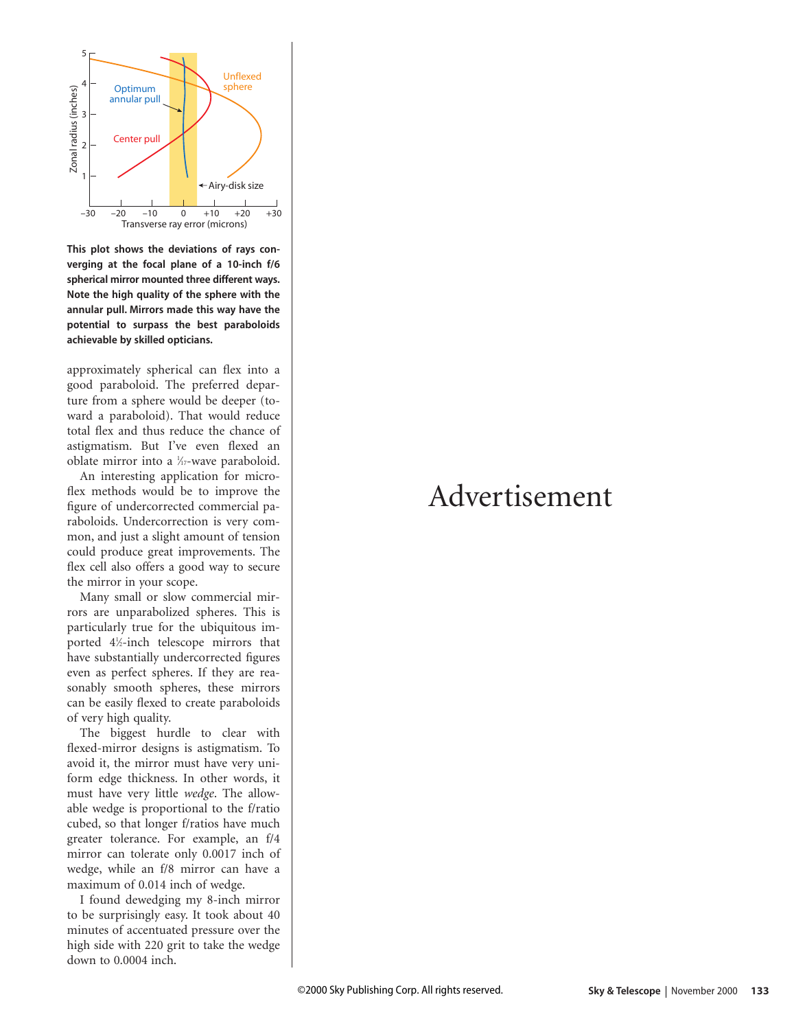This plot shows the deviations of rays converging at the focal plane of a 10-inch f/6 spherical mirror mounted three different ways. Note the high quality of the sphere with the annular pull. Mirrors made this way have the potential to surpass the best paraboloids achievable by skilled opticians.

approximately spherical can flex into a good paraboloid. The preferred departure from a sphere would be deeper (toward a paraboloid). That would reduce total flex and thus reduce the chance of astigmatism. But I've even flexed an oblate mirror into a 1/17-wave paraboloid.

An interesting application for microflex methods would be to improve the figure of undercorrected commercial paraboloids. Undercorrection is very common, and just a slight amount of tension could produce great improvements. The flex cell also offers a good way to secure the mirror in your scope.

Many small or slow commercial mirrors are unparabolized spheres. This is particularly true for the ubiquitous imported 4½-inch telescope mirrors that have substantially undercorrected figures even as perfect spheres. If they are reasonably smooth spheres, these mirrors can be easily flexed to create paraboloids of very high quality.

The biggest hurdle to clear with flexed-mirror designs is astigmatism. To avoid it, the mirror must have very uniform edge thickness. In other words, it must have very little *wedge*. The allowable wedge is proportional to the f/ratio cubed, so that longer f/ratios have much greater tolerance. For example, an f/4 mirror can tolerate only 0.0017 inch of wedge, while an f/8 mirror can have a maximum of 0.014 inch of wedge.

I found dewedging my 8-inch mirror to be surprisingly easy. It took about 40 minutes of accentuated pressure over the high side with 220 grit to take the wedge down to 0.0004 inch.

Advertisement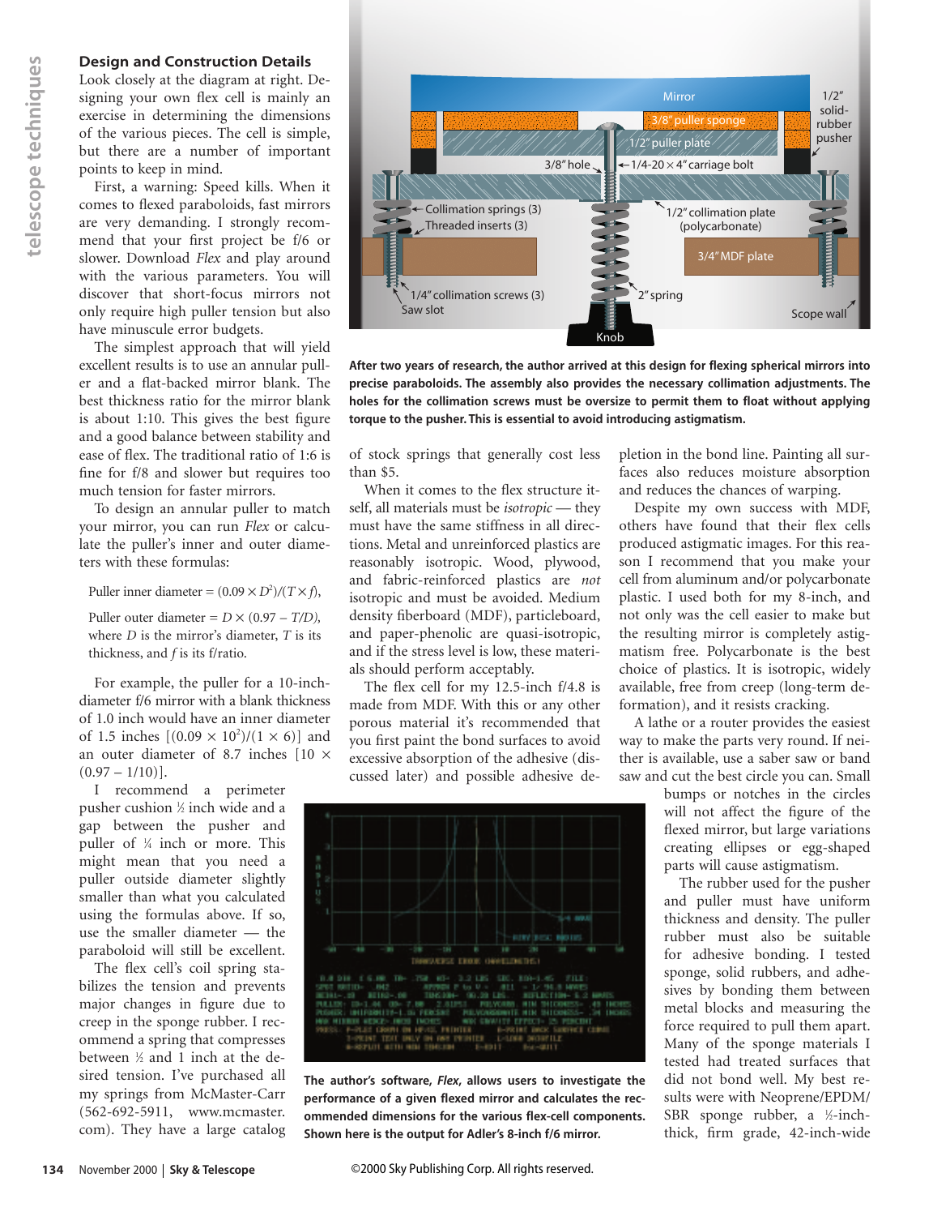## Design and Construction Details

Look closely at the diagram at right. Designing your own flex cell is mainly an exercise in determining the dimensions of the various pieces. The cell is simple, but there are a number of important points to keep in mind.

First, a warning: Speed kills. When it comes to flexed paraboloids, fast mirrors are very demanding. I strongly recommend that your first project be f/6 or slower. Download *Flex* and play around with the various parameters. You will discover that short-focus mirrors not only require high puller tension but also have minuscule error budgets.

The simplest approach that will yield excellent results is to use an annular puller and a flat-backed mirror blank. The best thickness ratio for the mirror blank is about 1:10. This gives the best figure and a good balance between stability and ease of flex. The traditional ratio of 1:6 is fine for f/8 and slower but requires too much tension for faster mirrors.

To design an annular puller to match your mirror, you can run *Flex* or calculate the puller's inner and outer diameters with these formulas:

Puller inner diameter = $(0.09 \times D^2)/(T \times f)$,

Puller outer diameter = $D \times (0.97 - T/D)$,

where $D$ is the mirror's diameter, $T$ is its thickness, and $f$ is its f/ratio.

For example, the puller for a 10-inch-diameter f/6 mirror with a blank thickness of 1.0 inch would have an inner diameter of 1.5 inches $[(0.09 \times 10^2)/(1 \times 6)]$ and an outer diameter of 8.7 inches $[10 \times (0.97 - 1/10)]$.

I recommend a perimeter pusher cushion ½ inch wide and a gap between the pusher and puller of ¼ inch or more. This might mean that you need a puller outside diameter slightly smaller than what you calculated using the formulas above. If so, use the smaller diameter — the paraboloid will still be excellent.

The flex cell's coil spring stabilizes the tension and prevents major changes in figure due to creep in the sponge rubber. I recommend a spring that compresses between ½ and 1 inch at the desired tension. I've purchased all my springs from McMaster-Carr (562-692-5911, www.mcmaster.com). They have a large catalog of stock springs that generally cost less than $5.

When it comes to the flex structure itself, all materials must be *isotropic* — they must have the same stiffness in all directions. Metal and unreinforced plastics are reasonably isotropic. Wood, plywood, and fabric-reinforced plastics are *not* isotropic and must be avoided. Medium density fiberboard (MDF), particleboard, and paper-phenolic are quasi-isotropic, and if the stress level is low, these materials should perform acceptably.

The flex cell for my 12.5-inch f/4.8 is made from MDF. With this or any other porous material it's recommended that you first paint the bond surfaces to avoid excessive absorption of the adhesive (discussed later) and possible adhesive depletion in the bond line. Painting all surfaces also reduces moisture absorption and reduces the chances of warping.

Despite my own success with MDF, others have found that their flex cells produced astigmatic images. For this reason I recommend that you make your cell from aluminum and/or polycarbonate plastic. I used both for my 8-inch, and not only was the cell easier to make but the resulting mirror is completely astigmatism free. Polycarbonate is the best choice of plastics. It is isotropic, widely available, free from creep (long-term deformation), and it resists cracking.

A lathe or a router provides the easiest way to make the parts very round. If neither is available, use a saber saw or band saw and cut the best circle you can. Small bumps or notches in the circles will not affect the figure of the flexed mirror, but large variations creating ellipses or egg-shaped parts will cause astigmatism.

The rubber used for the pusher and puller must have uniform thickness and density. The puller rubber must also be suitable for adhesive bonding. I tested sponge, solid rubbers, and adhesives by bonding them between metal blocks and measuring the force required to pull them apart. Many of the sponge materials I tested had treated surfaces that did not bond well. My best results were with Neoprene/EPDM/SBR sponge rubber, a ½-inch-thick, firm grade, 42-inch-wide

After two years of research, the author arrived at this design for flexing spherical mirrors into precise paraboloids. The assembly also provides the necessary collimation adjustments. The holes for the collimation screws must be oversize to permit them to float without applying torque to the pusher. This is essential to avoid introducing astigmatism.

The author's software, *Flex*, allows users to investigate the performance of a given flexed mirror and calculates the recommended dimensions for the various flex-cell components. Shown here is the output for Adler's 8-inch f/6 mirror.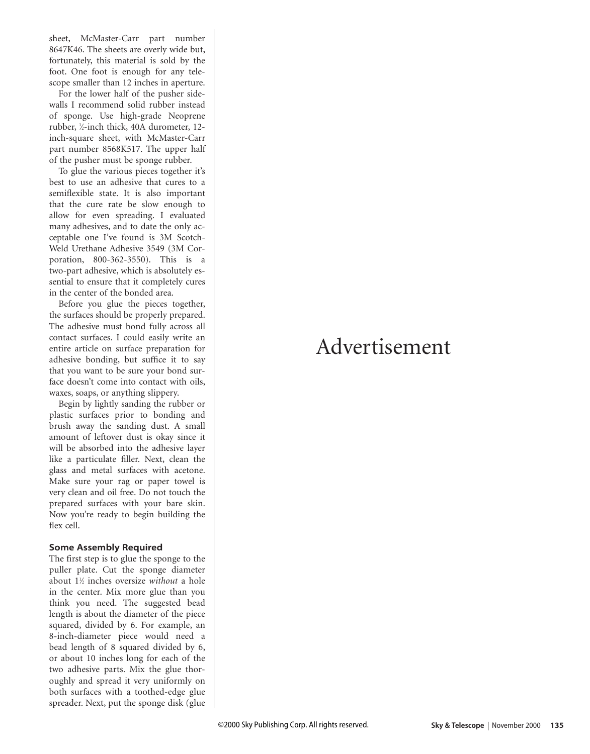sheet, McMaster-Carr part number 8647K46. The sheets are overly wide but, fortunately, this material is sold by the foot. One foot is enough for any telescope smaller than 12 inches in aperture.

For the lower half of the pusher sidewalls I recommend solid rubber instead of sponge. Use high-grade Neoprene rubber, ½-inch thick, 40A durometer, 12-inch-square sheet, with McMaster-Carr part number 8568K517. The upper half of the pusher must be sponge rubber.

To glue the various pieces together it's best to use an adhesive that cures to a semiflexible state. It is also important that the cure rate be slow enough to allow for even spreading. I evaluated many adhesives, and to date the only acceptable one I've found is 3M Scotch-Weld Urethane Adhesive 3549 (3M Corporation, 800-362-3550). This is a two-part adhesive, which is absolutely essential to ensure that it completely cures in the center of the bonded area.

Before you glue the pieces together, the surfaces should be properly prepared. The adhesive must bond fully across all contact surfaces. I could easily write an entire article on surface preparation for adhesive bonding, but suffice it to say that you want to be sure your bond surface doesn't come into contact with oils, waxes, soaps, or anything slippery.

Begin by lightly sanding the rubber or plastic surfaces prior to bonding and brush away the sanding dust. A small amount of leftover dust is okay since it will be absorbed into the adhesive layer like a particulate filler. Next, clean the glass and metal surfaces with acetone. Make sure your rag or paper towel is very clean and oil free. Do not touch the prepared surfaces with your bare skin. Now you're ready to begin building the flex cell.

### Some Assembly Required

The first step is to glue the sponge to the puller plate. Cut the sponge diameter about 1½ inches oversize *without* a hole in the center. Mix more glue than you think you need. The suggested bead length is about the diameter of the piece squared, divided by 6. For example, an 8-inch-diameter piece would need a bead length of 8 squared divided by 6, or about 10 inches long for each of the two adhesive parts. Mix the glue thoroughly and spread it very uniformly on both surfaces with a toothed-edge glue spreader. Next, put the sponge disk (glue

Advertisement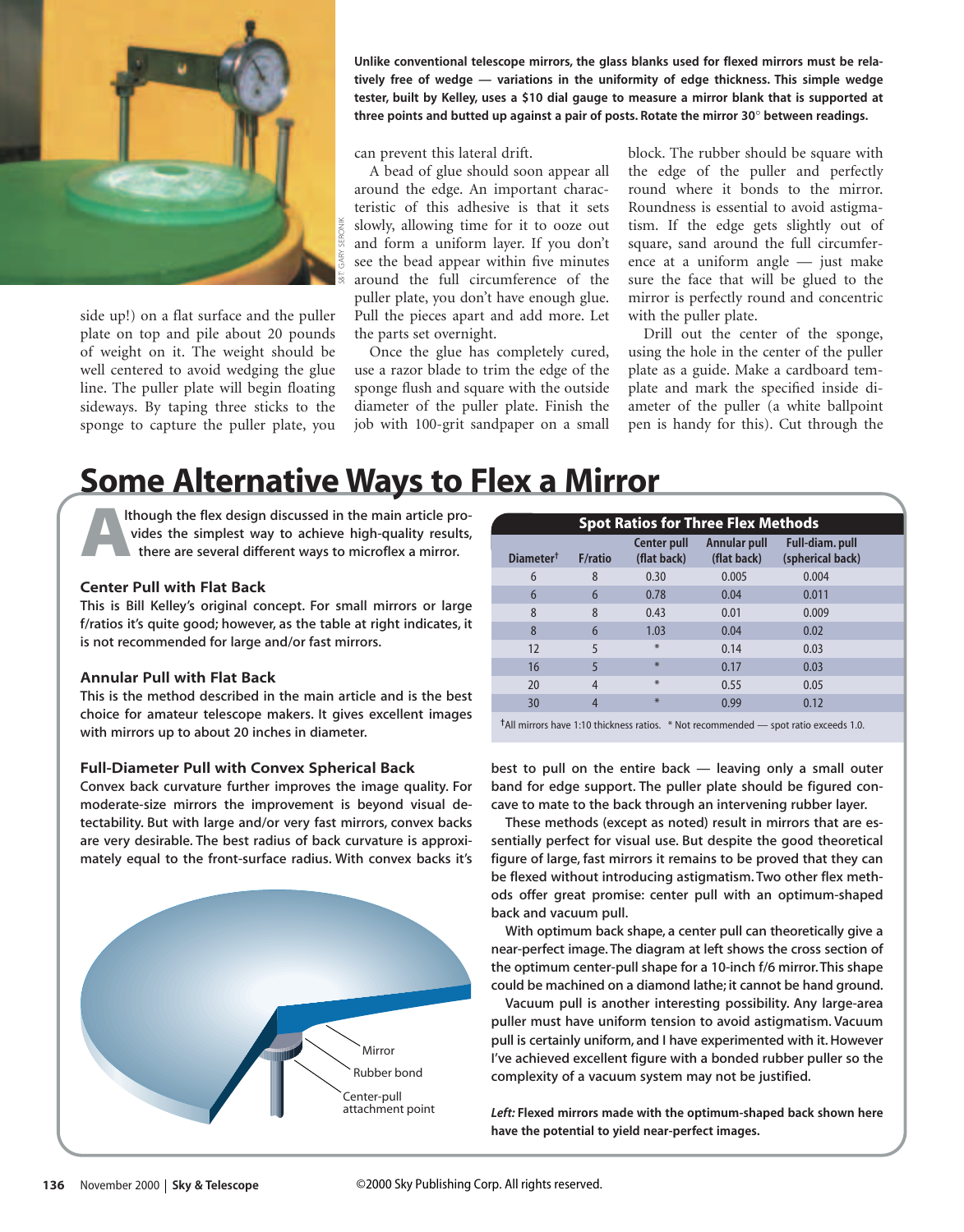**Unlike conventional telescope mirrors, the glass blanks used for flexed mirrors must be relatively free of wedge — variations in the uniformity of edge thickness. This simple wedge tester, built by Kelley, uses a $10 dial gauge to measure a mirror blank that is supported at three points and butted up against a pair of posts. Rotate the mirror 30° between readings.**

side up!) on a flat surface and the puller plate on top and pile about 20 pounds of weight on it. The weight should be well centered to avoid wedging the glue line. The puller plate will begin floating sideways. By taping three sticks to the sponge to capture the puller plate, you can prevent this lateral drift.

A bead of glue should soon appear all around the edge. An important characteristic of this adhesive is that it sets slowly, allowing time for it to ooze out and form a uniform layer. If you don't see the bead appear within five minutes around the full circumference of the puller plate, you don't have enough glue. Pull the pieces apart and add more. Let the parts set overnight.

Once the glue has completely cured, use a razor blade to trim the edge of the sponge flush and square with the outside diameter of the puller plate. Finish the job with 100-grit sandpaper on a small block. The rubber should be square with the edge of the puller and perfectly round where it bonds to the mirror. Roundness is essential to avoid astigmatism. If the edge gets slightly out of square, sand around the full circumference at a uniform angle — just make sure the face that will be glued to the mirror is perfectly round and concentric with the puller plate.

Drill out the center of the sponge, using the hole in the center of the puller plate as a guide. Make a cardboard template and mark the specified inside diameter of the puller (a white ballpoint pen is handy for this). Cut through the

## Some Alternative Ways to Flex a Mirror

**Although the flex design discussed in the main article provides the simplest way to achieve high-quality results, there are several different ways to microflex a mirror.**

### Center Pull with Flat Back

**This is Bill Kelley's original concept. For small mirrors or large f/ratios it's quite good; however, as the table at right indicates, it is not recommended for large and/or fast mirrors.**

### Annular Pull with Flat Back

**This is the method described in the main article and is the best choice for amateur telescope makers. It gives excellent images with mirrors up to about 20 inches in diameter.**

### Full-Diameter Pull with Convex Spherical Back

**Convex back curvature further improves the image quality. For moderate-size mirrors the improvement is beyond visual detectability. But with large and/or very fast mirrors, convex backs are very desirable. The best radius of back curvature is approximately equal to the front-surface radius. With convex backs it's best to pull on the entire back — leaving only a small outer band for edge support. The puller plate should be figured concave to mate to the back through an intervening rubber layer.**

**These methods (except as noted) result in mirrors that are essentially perfect for visual use. But despite the good theoretical figure of large, fast mirrors it remains to be proved that they can be flexed without introducing astigmatism. Two other flex methods offer great promise: center pull with an optimum-shaped back and vacuum pull.**

**With optimum back shape, a center pull can theoretically give a near-perfect image. The diagram at left shows the cross section of the optimum center-pull shape for a 10-inch f/6 mirror. This shape could be machined on a diamond lathe; it cannot be hand ground.**

**Vacuum pull is another interesting possibility. Any large-area puller must have uniform tension to avoid astigmatism. Vacuum pull is certainly uniform, and I have experimented with it. However I've achieved excellent figure with a bonded rubber puller so the complexity of a vacuum system may not be justified.**

**Spot Ratios for Three Flex Methods**

| Diameter[†] | F/ratio | Center pull (flat back) | Annular pull (flat back) | Full-diam. pull (spherical back) |
|---|---|---|---|---|
| 6 | 8 | 0.30 | 0.005 | 0.004 |
| 6 | 6 | 0.78 | 0.04 | 0.011 |
| 8 | 8 | 0.43 | 0.01 | 0.009 |
| 8 | 6 | 1.03 | 0.04 | 0.02 |
| 12 | 5 | * | 0.14 | 0.03 |
| 16 | 5 | * | 0.17 | 0.03 |
| 20 | 4 | * | 0.55 | 0.05 |
| 30 | 4 | * | 0.99 | 0.12 |

[†]All mirrors have 1:10 thickness ratios. * Not recommended — spot ratio exceeds 1.0.

Mirror

Rubber bond

Center-pull attachment point

***Left:*** **Flexed mirrors made with the optimum-shaped back shown here have the potential to yield near-perfect images.**

©2000 Sky Publishing Corp. All rights reserved.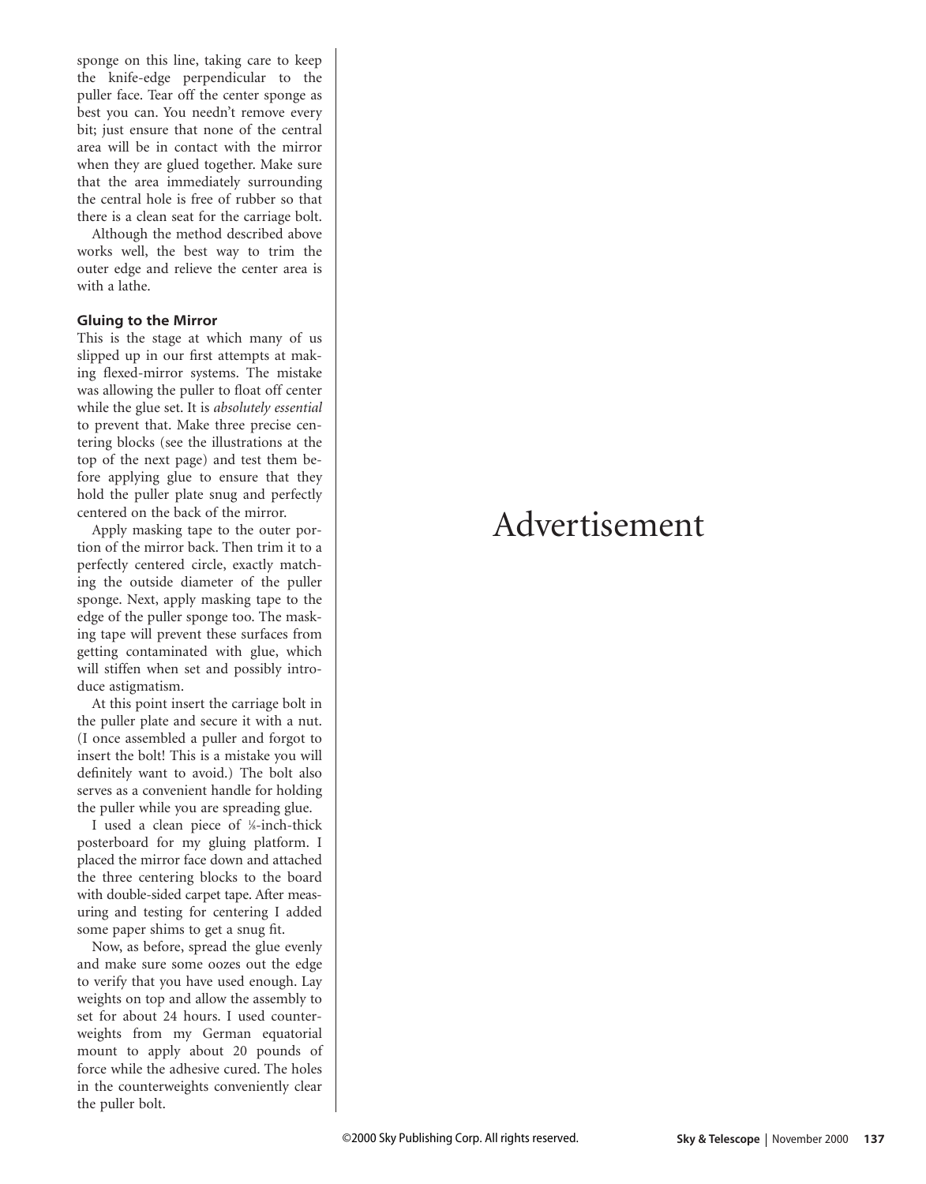sponge on this line, taking care to keep the knife-edge perpendicular to the puller face. Tear off the center sponge as best you can. You needn't remove every bit; just ensure that none of the central area will be in contact with the mirror when they are glued together. Make sure that the area immediately surrounding the central hole is free of rubber so that there is a clean seat for the carriage bolt.

Although the method described above works well, the best way to trim the outer edge and relieve the center area is with a lathe.

### Gluing to the Mirror

This is the stage at which many of us slipped up in our first attempts at making flexed-mirror systems. The mistake was allowing the puller to float off center while the glue set. It is *absolutely essential* to prevent that. Make three precise centering blocks (see the illustrations at the top of the next page) and test them before applying glue to ensure that they hold the puller plate snug and perfectly centered on the back of the mirror.

Apply masking tape to the outer portion of the mirror back. Then trim it to a perfectly centered circle, exactly matching the outside diameter of the puller sponge. Next, apply masking tape to the edge of the puller sponge too. The masking tape will prevent these surfaces from getting contaminated with glue, which will stiffen when set and possibly introduce astigmatism.

At this point insert the carriage bolt in the puller plate and secure it with a nut. (I once assembled a puller and forgot to insert the bolt! This is a mistake you will definitely want to avoid.) The bolt also serves as a convenient handle for holding the puller while you are spreading glue.

I used a clean piece of ⅛-inch-thick posterboard for my gluing platform. I placed the mirror face down and attached the three centering blocks to the board with double-sided carpet tape. After measuring and testing for centering I added some paper shims to get a snug fit.

Now, as before, spread the glue evenly and make sure some oozes out the edge to verify that you have used enough. Lay weights on top and allow the assembly to set for about 24 hours. I used counterweights from my German equatorial mount to apply about 20 pounds of force while the adhesive cured. The holes in the counterweights conveniently clear the puller bolt.

Advertisement

©2000 Sky Publishing Corp. All rights reserved.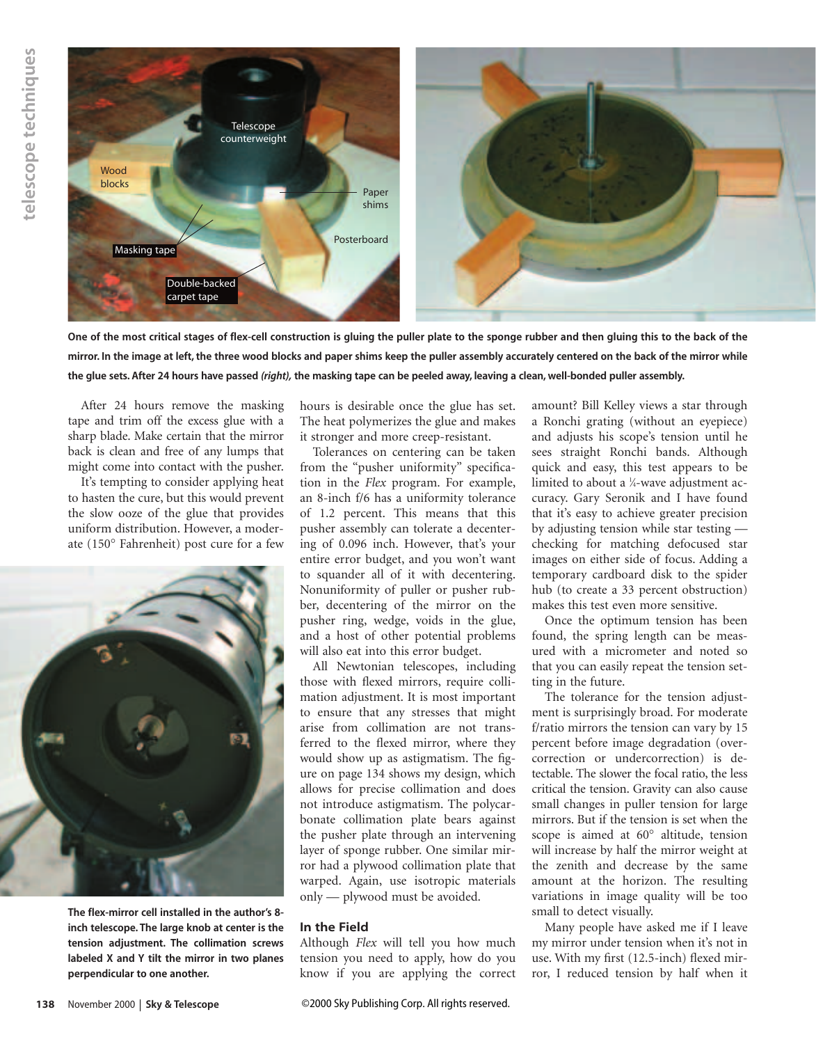One of the most critical stages of flex-cell construction is gluing the puller plate to the sponge rubber and then gluing this to the back of the mirror. In the image at left, the three wood blocks and paper shims keep the puller assembly accurately centered on the back of the mirror while the glue sets. After 24 hours have passed *(right)*, the masking tape can be peeled away, leaving a clean, well-bonded puller assembly.

After 24 hours remove the masking tape and trim off the excess glue with a sharp blade. Make certain that the mirror back is clean and free of any lumps that might come into contact with the pusher.

It's tempting to consider applying heat to hasten the cure, but this would prevent the slow ooze of the glue that provides uniform distribution. However, a moderate (150° Fahrenheit) post cure for a few hours is desirable once the glue has set. The heat polymerizes the glue and makes it stronger and more creep-resistant.

Tolerances on centering can be taken from the "pusher uniformity" specification in the *Flex* program. For example, an 8-inch f/6 has a uniformity tolerance of 1.2 percent. This means that this pusher assembly can tolerate a decentering of 0.096 inch. However, that's your entire error budget, and you won't want to squander all of it with decentering. Nonuniformity of puller or pusher rubber, decentering of the mirror on the pusher ring, wedge, voids in the glue, and a host of other potential problems will also eat into this error budget.

All Newtonian telescopes, including those with flexed mirrors, require collimation adjustment. It is most important to ensure that any stresses that might arise from collimation are not transferred to the flexed mirror, where they would show up as astigmatism. The figure on page 134 shows my design, which allows for precise collimation and does not introduce astigmatism. The polycarbonate collimation plate bears against the pusher plate through an intervening layer of sponge rubber. One similar mirror had a plywood collimation plate that warped. Again, use isotropic materials only — plywood must be avoided.

The flex-mirror cell installed in the author's 8-inch telescope. The large knob at center is the tension adjustment. The collimation screws labeled X and Y tilt the mirror in two planes perpendicular to one another.

## In the Field

Although *Flex* will tell you how much tension you need to apply, how do you know if you are applying the correct amount? Bill Kelley views a star through a Ronchi grating (without an eyepiece) and adjusts his scope's tension until he sees straight Ronchi bands. Although quick and easy, this test appears to be limited to about a ¼-wave adjustment accuracy. Gary Seronik and I have found that it's easy to achieve greater precision by adjusting tension while star testing — checking for matching defocused star images on either side of focus. Adding a temporary cardboard disk to the spider hub (to create a 33 percent obstruction) makes this test even more sensitive.

Once the optimum tension has been found, the spring length can be measured with a micrometer and noted so that you can easily repeat the tension setting in the future.

The tolerance for the tension adjustment is surprisingly broad. For moderate f/ratio mirrors the tension can vary by 15 percent before image degradation (overcorrection or undercorrection) is detectable. The slower the focal ratio, the less critical the tension. Gravity can also cause small changes in puller tension for large mirrors. But if the tension is set when the scope is aimed at 60° altitude, tension will increase by half the mirror weight at the zenith and decrease by the same amount at the horizon. The resulting variations in image quality will be too small to detect visually.

Many people have asked me if I leave my mirror under tension when it's not in use. With my first (12.5-inch) flexed mirror, I reduced tension by half when it

©2000 Sky Publishing Corp. All rights reserved.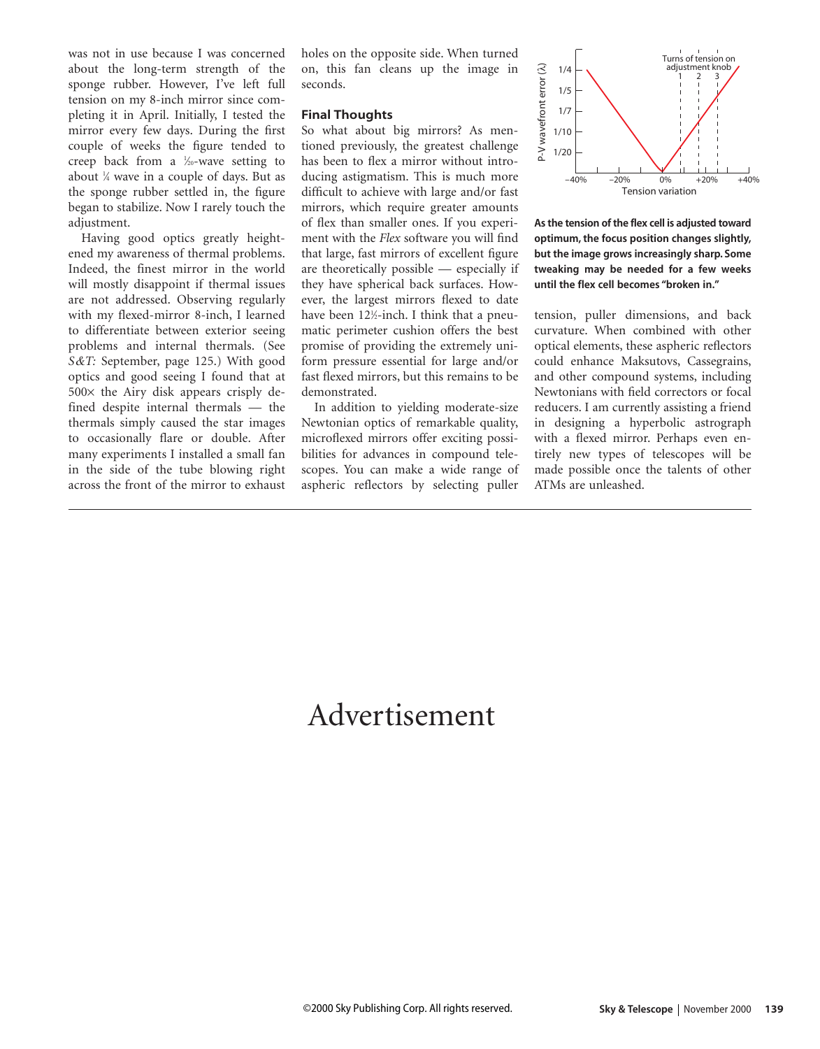was not in use because I was concerned about the long-term strength of the sponge rubber. However, I've left full tension on my 8-inch mirror since completing it in April. Initially, I tested the mirror every few days. During the first couple of weeks the figure tended to creep back from a 1⁄20-wave setting to about ¼ wave in a couple of days. But as the sponge rubber settled in, the figure began to stabilize. Now I rarely touch the adjustment.

Having good optics greatly heightened my awareness of thermal problems. Indeed, the finest mirror in the world will mostly disappoint if thermal issues are not addressed. Observing regularly with my flexed-mirror 8-inch, I learned to differentiate between exterior seeing problems and internal thermals. (See *S&T:* September, page 125.) With good optics and good seeing I found that at 500× the Airy disk appears crisply defined despite internal thermals — the thermals simply caused the star images to occasionally flare or double. After many experiments I installed a small fan in the side of the tube blowing right across the front of the mirror to exhaust holes on the opposite side. When turned on, this fan cleans up the image in seconds.

### Final Thoughts

So what about big mirrors? As mentioned previously, the greatest challenge has been to flex a mirror without introducing astigmatism. This is much more difficult to achieve with large and/or fast mirrors, which require greater amounts of flex than smaller ones. If you experiment with the *Flex* software you will find that large, fast mirrors of excellent figure are theoretically possible — especially if they have spherical back surfaces. However, the largest mirrors flexed to date have been 12½-inch. I think that a pneumatic perimeter cushion offers the best promise of providing the extremely uniform pressure essential for large and/or fast flexed mirrors, but this remains to be demonstrated.

In addition to yielding moderate-size Newtonian optics of remarkable quality, microflexed mirrors offer exciting possibilities for advances in compound telescopes. You can make a wide range of aspheric reflectors by selecting puller tension, puller dimensions, and back curvature. When combined with other optical elements, these aspheric reflectors could enhance Maksutovs, Cassegrains, and other compound systems, including Newtonians with field correctors or focal reducers. I am currently assisting a friend in designing a hyperbolic astrograph with a flexed mirror. Perhaps even entirely new types of telescopes will be made possible once the talents of other ATMs are unleashed.

**As the tension of the flex cell is adjusted toward optimum, the focus position changes slightly, but the image grows increasingly sharp. Some tweaking may be needed for a few weeks until the flex cell becomes "broken in."**

Advertisement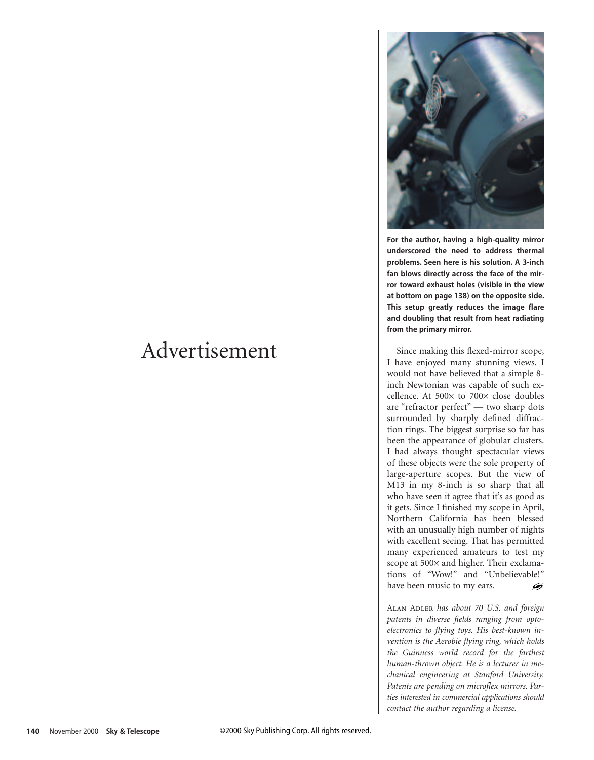Advertisement

For the author, having a high-quality mirror underscored the need to address thermal problems. Seen here is his solution. A 3-inch fan blows directly across the face of the mirror toward exhaust holes (visible in the view at bottom on page 138) on the opposite side. This setup greatly reduces the image flare and doubling that result from heat radiating from the primary mirror.

Since making this flexed-mirror scope, I have enjoyed many stunning views. I would not have believed that a simple 8-inch Newtonian was capable of such excellence. At 500× to 700× close doubles are "refractor perfect" — two sharp dots surrounded by sharply defined diffraction rings. The biggest surprise so far has been the appearance of globular clusters. I had always thought spectacular views of these objects were the sole property of large-aperture scopes. But the view of M13 in my 8-inch is so sharp that all who have seen it agree that it's as good as it gets. Since I finished my scope in April, Northern California has been blessed with an unusually high number of nights with excellent seeing. That has permitted many experienced amateurs to test my scope at 500× and higher. Their exclamations of "Wow!" and "Unbelievable!" have been music to my ears.

---

ALAN ADLER *has about 70 U.S. and foreign patents in diverse fields ranging from optoelectronics to flying toys. His best-known invention is the Aerobie flying ring, which holds the Guinness world record for the farthest human-thrown object. He is a lecturer in mechanical engineering at Stanford University. Patents are pending on microflex mirrors. Parties interested in commercial applications should contact the author regarding a license.*

©2000 Sky Publishing Corp. All rights reserved.